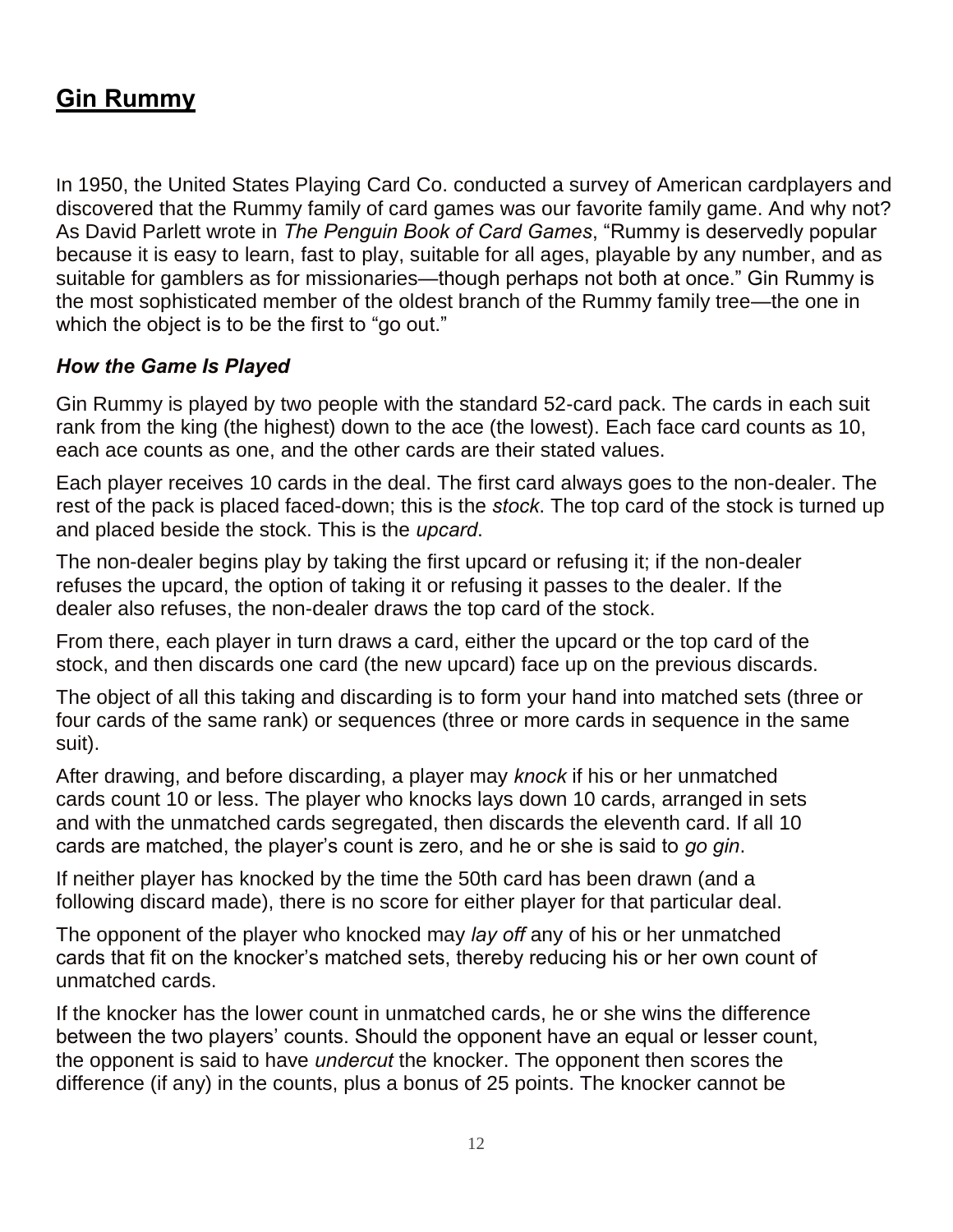## Gin Rummy

In 1950, the United States Playing Card Co. conducted a survey of American cardplayers and discovered that the Rummy family of card games was our favorite family game. And why not? As David Parlett wrote in *The Penguin Book of Card Games*, "Rummy is deservedly popular because it is easy to learn, fast to play, suitable for all ages, playable by any number, and as suitable for gamblers as for missionaries—though perhaps not both at once." Gin Rummy is the most sophisticated member of the oldest branch of the Rummy family tree—the one in which the object is to be the first to "go out."

### *How the Game Is Played*

Gin Rummy is played by two people with the standard 52-card pack. The cards in each suit rank from the king (the highest) down to the ace (the lowest). Each face card counts as 10, each ace counts as one, and the other cards are their stated values.

Each player receives 10 cards in the deal. The first card always goes to the non-dealer. The rest of the pack is placed faced-down; this is the *stock*. The top card of the stock is turned up and placed beside the stock. This is the *upcard*.

The non-dealer begins play by taking the first upcard or refusing it; if the non-dealer refuses the upcard, the option of taking it or refusing it passes to the dealer. If the dealer also refuses, the non-dealer draws the top card of the stock.

From there, each player in turn draws a card, either the upcard or the top card of the stock, and then discards one card (the new upcard) face up on the previous discards.

The object of all this taking and discarding is to form your hand into matched sets (three or four cards of the same rank) or sequences (three or more cards in sequence in the same suit).

After drawing, and before discarding, a player may *knock* if his or her unmatched cards count 10 or less. The player who knocks lays down 10 cards, arranged in sets and with the unmatched cards segregated, then discards the eleventh card. If all 10 cards are matched, the player's count is zero, and he or she is said to *go gin*.

If neither player has knocked by the time the 50th card has been drawn (and a following discard made), there is no score for either player for that particular deal.

The opponent of the player who knocked may *lay off* any of his or her unmatched cards that fit on the knocker's matched sets, thereby reducing his or her own count of unmatched cards.

If the knocker has the lower count in unmatched cards, he or she wins the difference between the two players' counts. Should the opponent have an equal or lesser count, the opponent is said to have *undercut* the knocker. The opponent then scores the difference (if any) in the counts, plus a bonus of 25 points. The knocker cannot be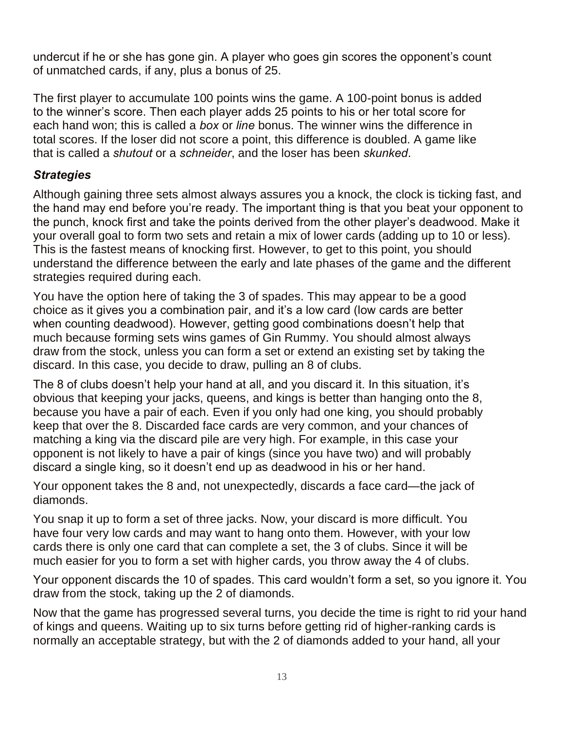undercut if he or she has gone gin. A player who goes gin scores the opponent's count of unmatched cards, if any, plus a bonus of 25.

The first player to accumulate 100 points wins the game. A 100-point bonus is added to the winner's score. Then each player adds 25 points to his or her total score for each hand won; this is called a *box* or *line* bonus. The winner wins the difference in total scores. If the loser did not score a point, this difference is doubled. A game like that is called a *shutout* or a *schneider*, and the loser has been *skunked*.

### *Strategies*

Although gaining three sets almost always assures you a knock, the clock is ticking fast, and the hand may end before you're ready. The important thing is that you beat your opponent to the punch, knock first and take the points derived from the other player's deadwood. Make it your overall goal to form two sets and retain a mix of lower cards (adding up to 10 or less). This is the fastest means of knocking first. However, to get to this point, you should understand the difference between the early and late phases of the game and the different strategies required during each.

You have the option here of taking the 3 of spades. This may appear to be a good choice as it gives you a combination pair, and it's a low card (low cards are better when counting deadwood). However, getting good combinations doesn't help that much because forming sets wins games of Gin Rummy. You should almost always draw from the stock, unless you can form a set or extend an existing set by taking the discard. In this case, you decide to draw, pulling an 8 of clubs.

The 8 of clubs doesn't help your hand at all, and you discard it. In this situation, it's obvious that keeping your jacks, queens, and kings is better than hanging onto the 8, because you have a pair of each. Even if you only had one king, you should probably keep that over the 8. Discarded face cards are very common, and your chances of matching a king via the discard pile are very high. For example, in this case your opponent is not likely to have a pair of kings (since you have two) and will probably discard a single king, so it doesn't end up as deadwood in his or her hand.

Your opponent takes the 8 and, not unexpectedly, discards a face card—the jack of diamonds.

You snap it up to form a set of three jacks. Now, your discard is more difficult. You have four very low cards and may want to hang onto them. However, with your low cards there is only one card that can complete a set, the 3 of clubs. Since it will be much easier for you to form a set with higher cards, you throw away the 4 of clubs.

Your opponent discards the 10 of spades. This card wouldn't form a set, so you ignore it. You draw from the stock, taking up the 2 of diamonds.

Now that the game has progressed several turns, you decide the time is right to rid your hand of kings and queens. Waiting up to six turns before getting rid of higher-ranking cards is normally an acceptable strategy, but with the 2 of diamonds added to your hand, all your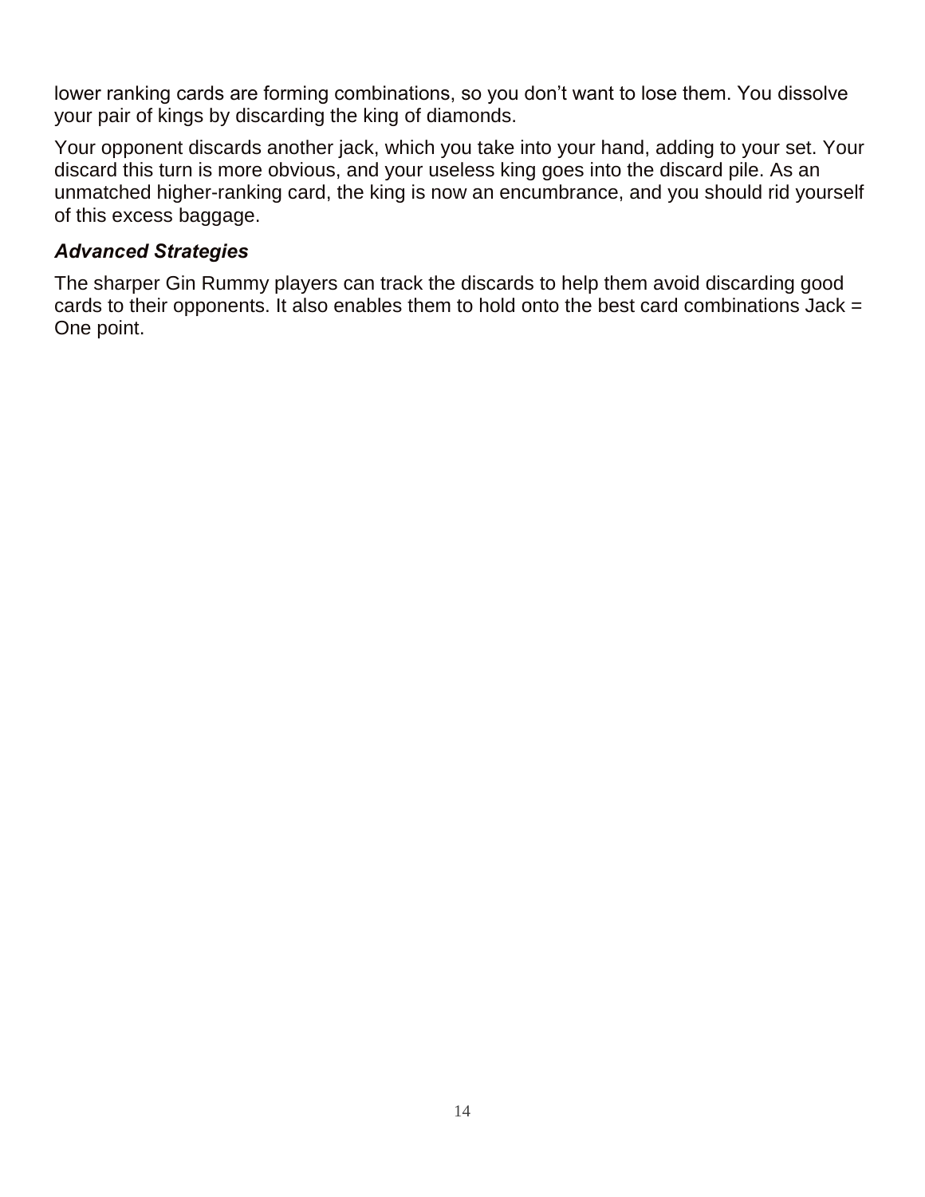lower ranking cards are forming combinations, so you don't want to lose them. You dissolve your pair of kings by discarding the king of diamonds.

Your opponent discards another jack, which you take into your hand, adding to your set. Your discard this turn is more obvious, and your useless king goes into the discard pile. As an unmatched higher-ranking card, the king is now an encumbrance, and you should rid yourself of this excess baggage.

### *Advanced Strategies*

The sharper Gin Rummy players can track the discards to help them avoid discarding good cards to their opponents. It also enables them to hold onto the best card combinations Jack = One point.